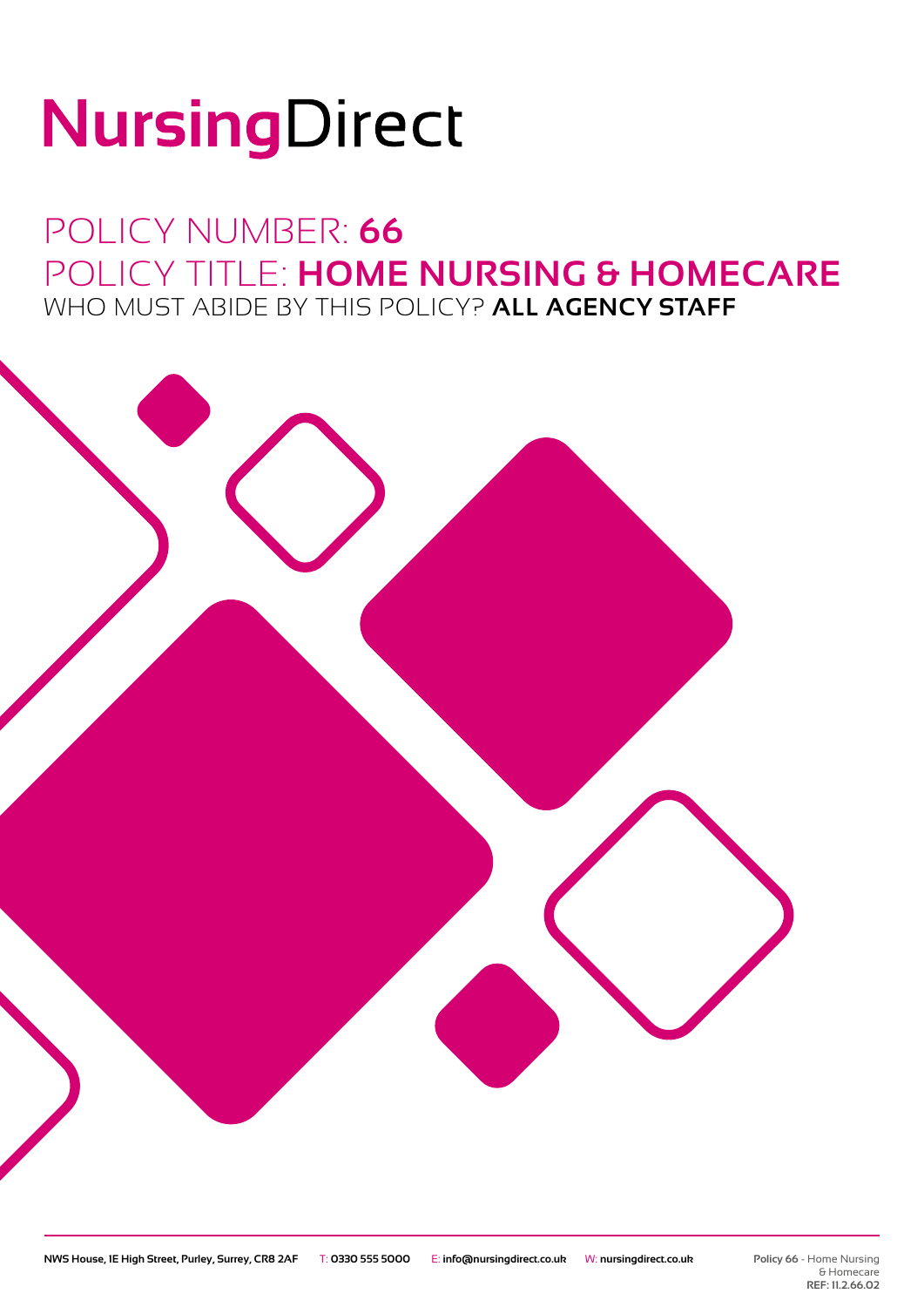# NursingDirect

## POLICY NUMBER: **66**

## POLICY TITLE: **HOME NURSING & HOMECARE**

WHO MUST ABIDE BY THIS POLICY? **ALL AGENCY STAFF**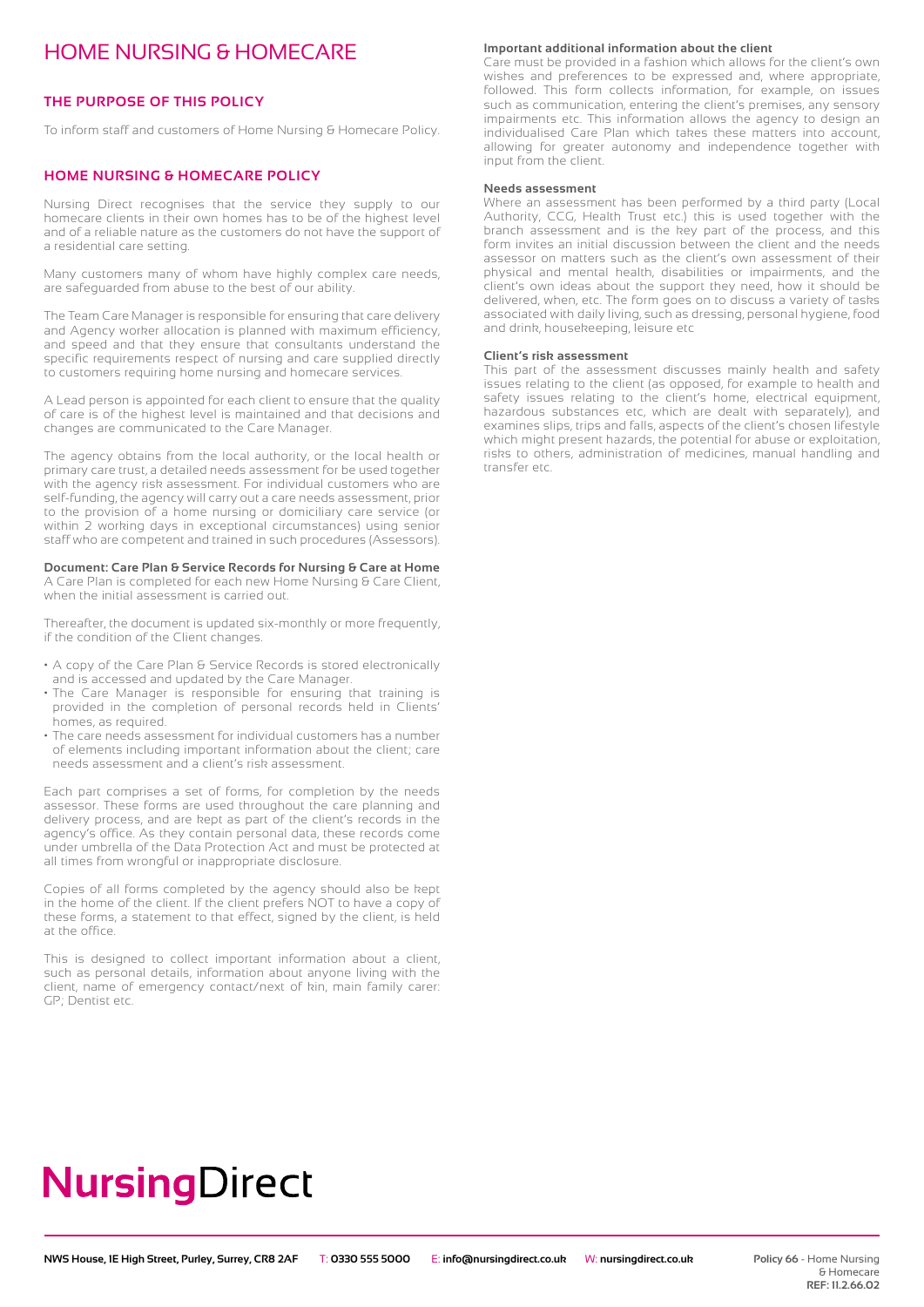# HOME NURSING & HOMECARE

## THE PURPOSE OF THIS POLICY

To inform staff and customers of Home Nursing & Homecare Policy.

## HOME NURSING & HOMECARE POLICY

Nursing Direct recognises that the service they supply to our homecare clients in their own homes has to be of the highest level and of a reliable nature as the customers do not have the support of a residential care setting.

Many customers many of whom have highly complex care needs, are safeguarded from abuse to the best of our ability.

The Team Care Manager is responsible for ensuring that care delivery and Agency worker allocation is planned with maximum efficiency, and speed and that they ensure that consultants understand the specific requirements respect of nursing and care supplied directly to customers requiring home nursing and homecare services.

A Lead person is appointed for each client to ensure that the quality of care is of the highest level is maintained and that decisions and changes are communicated to the Care Manager.

The agency obtains from the local authority, or the local health or primary care trust, a detailed needs assessment for be used together with the agency risk assessment. For individual customers who are self-funding, the agency will carry out a care needs assessment, prior to the provision of a home nursing or domiciliary care service (or within 2 working days in exceptional circumstances) using senior staff who are competent and trained in such procedures (Assessors).

**Document: Care Plan & Service Records for Nursing & Care at Home**
A Care Plan is completed for each new Home Nursing & Care Client, when the initial assessment is carried out.

Thereafter, the document is updated six-monthly or more frequently, if the condition of the Client changes.

- A copy of the Care Plan & Service Records is stored electronically and is accessed and updated by the Care Manager.
- The Care Manager is responsible for ensuring that training is provided in the completion of personal records held in Clients' homes, as required.
- The care needs assessment for individual customers has a number of elements including important information about the client; care needs assessment and a client's risk assessment.

Each part comprises a set of forms, for completion by the needs assessor. These forms are used throughout the care planning and delivery process, and are kept as part of the client's records in the agency's office. As they contain personal data, these records come under umbrella of the Data Protection Act and must be protected at all times from wrongful or inappropriate disclosure.

Copies of all forms completed by the agency should also be kept in the home of the client. If the client prefers NOT to have a copy of these forms, a statement to that effect, signed by the client, is held at the office.

This is designed to collect important information about a client, such as personal details, information about anyone living with the client, name of emergency contact/next of kin, main family carer: GP; Dentist etc.

**Important additional information about the client**
Care must be provided in a fashion which allows for the client's own wishes and preferences to be expressed and, where appropriate, followed. This form collects information, for example, on issues such as communication, entering the client's premises, any sensory impairments etc. This information allows the agency to design an individualised Care Plan which takes these matters into account, allowing for greater autonomy and independence together with input from the client.

**Needs assessment**
Where an assessment has been performed by a third party (Local Authority, CCG, Health Trust etc.) this is used together with the branch assessment and is the key part of the process, and this form invites an initial discussion between the client and the needs assessor on matters such as the client's own assessment of their physical and mental health, disabilities or impairments, and the client's own ideas about the support they need, how it should be delivered, when, etc. The form goes on to discuss a variety of tasks associated with daily living, such as dressing, personal hygiene, food and drink, housekeeping, leisure etc

**Client's risk assessment**
This part of the assessment discusses mainly health and safety issues relating to the client (as opposed, for example to health and safety issues relating to the client's home, electrical equipment, hazardous substances etc, which are dealt with separately), and examines slips, trips and falls, aspects of the client's chosen lifestyle which might present hazards, the potential for abuse or exploitation, risks to others, administration of medicines, manual handling and transfer etc.

**Nursing**Direct

NWS House, 1E High Street, Purley, Surrey, CR8 2AF T: 0330 555 5000 E: info@nursingdirect.co.uk W: nursingdirect.co.uk

Policy 66 - Home Nursing & Homecare
REF: 11.2.66.02